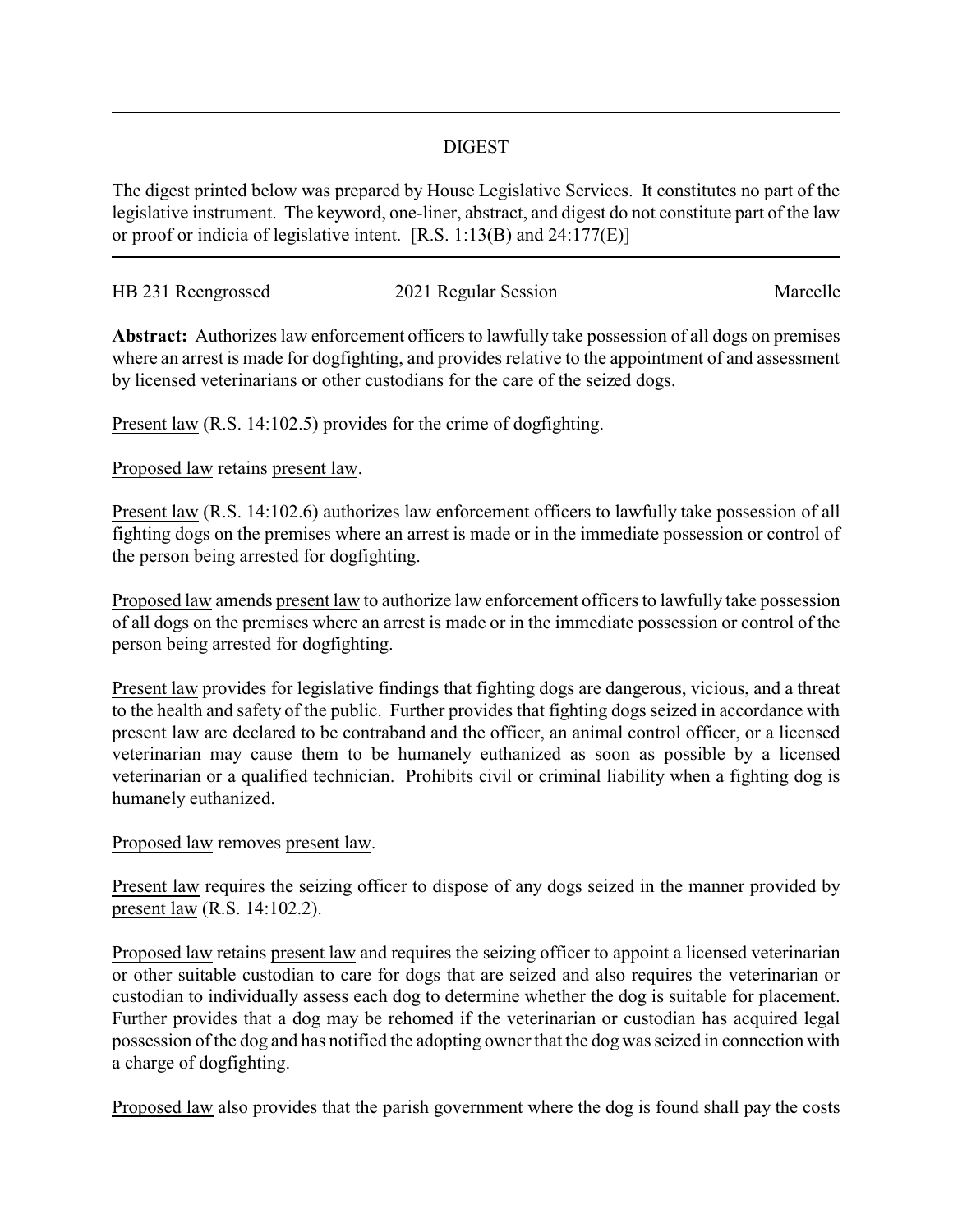# DIGEST

The digest printed below was prepared by House Legislative Services. It constitutes no part of the legislative instrument. The keyword, one-liner, abstract, and digest do not constitute part of the law or proof or indicia of legislative intent. [R.S. 1:13(B) and 24:177(E)]

HB 231 Reengrossed | 2021 Regular Session | Marcelle

**Abstract:** Authorizes law enforcement officers to lawfully take possession of all dogs on premises where an arrest is made for dogfighting, and provides relative to the appointment of and assessment by licensed veterinarians or other custodians for the care of the seized dogs.

Present law (R.S. 14:102.5) provides for the crime of dogfighting.

Proposed law retains present law.

Present law (R.S. 14:102.6) authorizes law enforcement officers to lawfully take possession of all fighting dogs on the premises where an arrest is made or in the immediate possession or control of the person being arrested for dogfighting.

Proposed law amends present law to authorize law enforcement officers to lawfully take possession of all dogs on the premises where an arrest is made or in the immediate possession or control of the person being arrested for dogfighting.

Present law provides for legislative findings that fighting dogs are dangerous, vicious, and a threat to the health and safety of the public. Further provides that fighting dogs seized in accordance with present law are declared to be contraband and the officer, an animal control officer, or a licensed veterinarian may cause them to be humanely euthanized as soon as possible by a licensed veterinarian or a qualified technician. Prohibits civil or criminal liability when a fighting dog is humanely euthanized.

Proposed law removes present law.

Present law requires the seizing officer to dispose of any dogs seized in the manner provided by present law (R.S. 14:102.2).

Proposed law retains present law and requires the seizing officer to appoint a licensed veterinarian or other suitable custodian to care for dogs that are seized and also requires the veterinarian or custodian to individually assess each dog to determine whether the dog is suitable for placement. Further provides that a dog may be rehomed if the veterinarian or custodian has acquired legal possession of the dog and has notified the adopting owner that the dog was seized in connection with a charge of dogfighting.

Proposed law also provides that the parish government where the dog is found shall pay the costs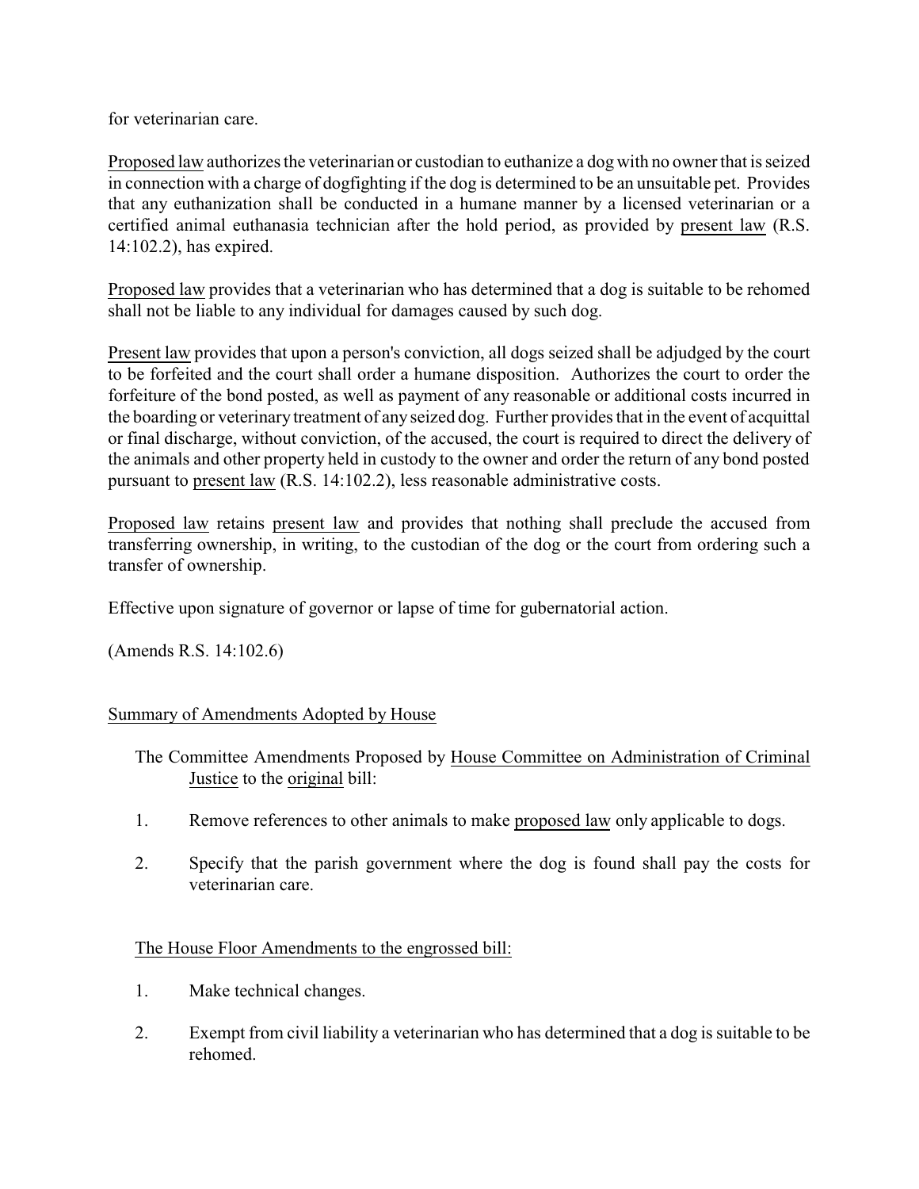for veterinarian care.

Proposed law authorizes the veterinarian or custodian to euthanize a dog with no owner that is seized in connection with a charge of dogfighting if the dog is determined to be an unsuitable pet. Provides that any euthanization shall be conducted in a humane manner by a licensed veterinarian or a certified animal euthanasia technician after the hold period, as provided by present law (R.S. 14:102.2), has expired.

Proposed law provides that a veterinarian who has determined that a dog is suitable to be rehomed shall not be liable to any individual for damages caused by such dog.

Present law provides that upon a person's conviction, all dogs seized shall be adjudged by the court to be forfeited and the court shall order a humane disposition. Authorizes the court to order the forfeiture of the bond posted, as well as payment of any reasonable or additional costs incurred in the boarding or veterinary treatment of any seized dog. Further provides that in the event of acquittal or final discharge, without conviction, of the accused, the court is required to direct the delivery of the animals and other property held in custody to the owner and order the return of any bond posted pursuant to present law (R.S. 14:102.2), less reasonable administrative costs.

Proposed law retains present law and provides that nothing shall preclude the accused from transferring ownership, in writing, to the custodian of the dog or the court from ordering such a transfer of ownership.

Effective upon signature of governor or lapse of time for gubernatorial action.

(Amends R.S. 14:102.6)

Summary of Amendments Adopted by House

The Committee Amendments Proposed by House Committee on Administration of Criminal Justice to the original bill:

1. Remove references to other animals to make proposed law only applicable to dogs.
2. Specify that the parish government where the dog is found shall pay the costs for veterinarian care.

The House Floor Amendments to the engrossed bill:

1. Make technical changes.
2. Exempt from civil liability a veterinarian who has determined that a dog is suitable to be rehomed.